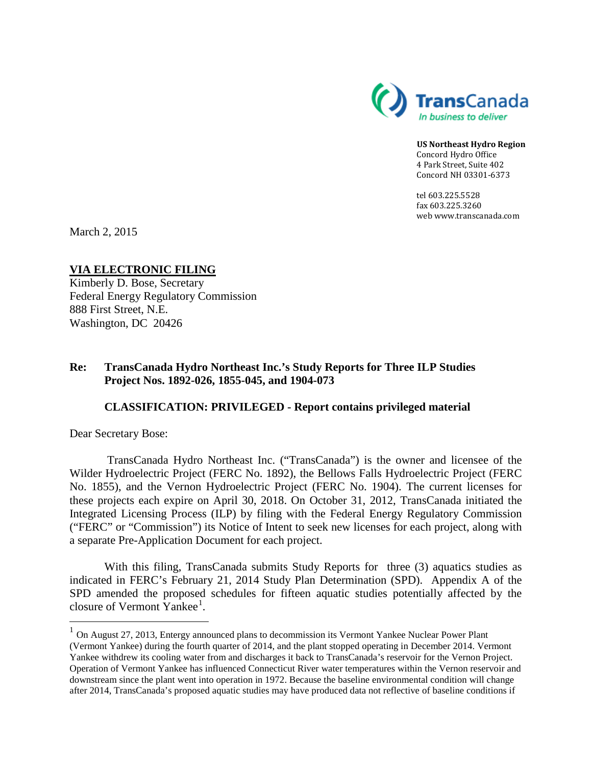TransCanada
*In business to deliver*

**US Northeast Hydro Region**
Concord Hydro Office
4 Park Street, Suite 402
Concord NH 03301-6373

tel 603.225.5528
fax 603.225.3260
web www.transcanada.com

March 2, 2015

**VIA ELECTRONIC FILING**
Kimberly D. Bose, Secretary
Federal Energy Regulatory Commission
888 First Street, N.E.
Washington, DC 20426

**Re: TransCanada Hydro Northeast Inc.'s Study Reports for Three ILP Studies Project Nos. 1892-026, 1855-045, and 1904-073**

**CLASSIFICATION: PRIVILEGED - Report contains privileged material**

Dear Secretary Bose:

TransCanada Hydro Northeast Inc. ("TransCanada") is the owner and licensee of the Wilder Hydroelectric Project (FERC No. 1892), the Bellows Falls Hydroelectric Project (FERC No. 1855), and the Vernon Hydroelectric Project (FERC No. 1904). The current licenses for these projects each expire on April 30, 2018. On October 31, 2012, TransCanada initiated the Integrated Licensing Process (ILP) by filing with the Federal Energy Regulatory Commission ("FERC" or "Commission") its Notice of Intent to seek new licenses for each project, along with a separate Pre-Application Document for each project.

With this filing, TransCanada submits Study Reports for three (3) aquatics studies as indicated in FERC's February 21, 2014 Study Plan Determination (SPD). Appendix A of the SPD amended the proposed schedules for fifteen aquatic studies potentially affected by the closure of Vermont Yankee[1].

[1] On August 27, 2013, Entergy announced plans to decommission its Vermont Yankee Nuclear Power Plant (Vermont Yankee) during the fourth quarter of 2014, and the plant stopped operating in December 2014. Vermont Yankee withdrew its cooling water from and discharges it back to TransCanada's reservoir for the Vernon Project. Operation of Vermont Yankee has influenced Connecticut River water temperatures within the Vernon reservoir and downstream since the plant went into operation in 1972. Because the baseline environmental condition will change after 2014, TransCanada's proposed aquatic studies may have produced data not reflective of baseline conditions if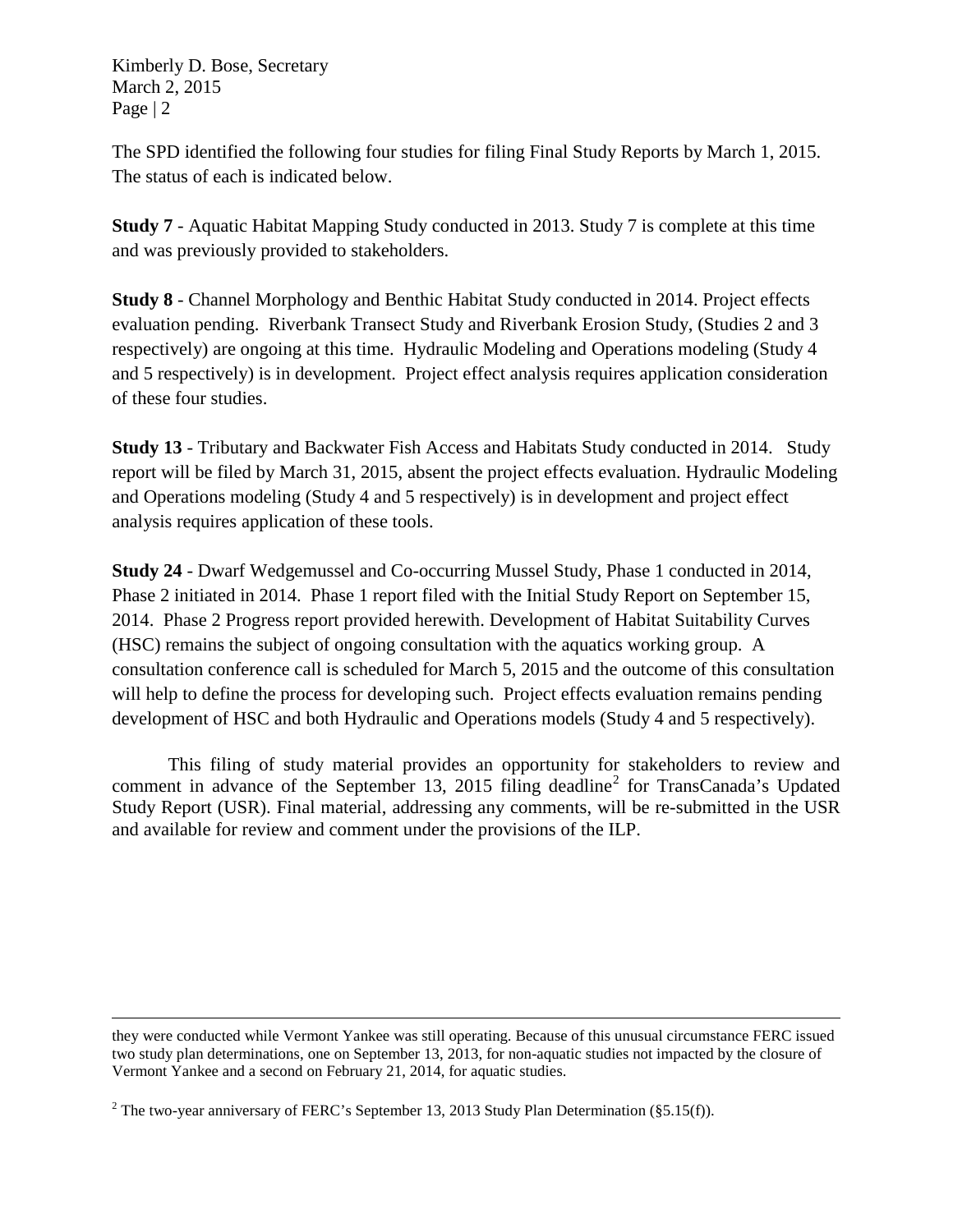The SPD identified the following four studies for filing Final Study Reports by March 1, 2015. The status of each is indicated below.

**Study 7** - Aquatic Habitat Mapping Study conducted in 2013. Study 7 is complete at this time and was previously provided to stakeholders.

**Study 8** - Channel Morphology and Benthic Habitat Study conducted in 2014. Project effects evaluation pending. Riverbank Transect Study and Riverbank Erosion Study, (Studies 2 and 3 respectively) are ongoing at this time. Hydraulic Modeling and Operations modeling (Study 4 and 5 respectively) is in development. Project effect analysis requires application consideration of these four studies.

**Study 13** - Tributary and Backwater Fish Access and Habitats Study conducted in 2014. Study report will be filed by March 31, 2015, absent the project effects evaluation. Hydraulic Modeling and Operations modeling (Study 4 and 5 respectively) is in development and project effect analysis requires application of these tools.

**Study 24** - Dwarf Wedgemussel and Co-occurring Mussel Study, Phase 1 conducted in 2014, Phase 2 initiated in 2014. Phase 1 report filed with the Initial Study Report on September 15, 2014. Phase 2 Progress report provided herewith. Development of Habitat Suitability Curves (HSC) remains the subject of ongoing consultation with the aquatics working group. A consultation conference call is scheduled for March 5, 2015 and the outcome of this consultation will help to define the process for developing such. Project effects evaluation remains pending development of HSC and both Hydraulic and Operations models (Study 4 and 5 respectively).

This filing of study material provides an opportunity for stakeholders to review and comment in advance of the September 13, 2015 filing deadline[2] for TransCanada's Updated Study Report (USR). Final material, addressing any comments, will be re-submitted in the USR and available for review and comment under the provisions of the ILP.

---

they were conducted while Vermont Yankee was still operating. Because of this unusual circumstance FERC issued two study plan determinations, one on September 13, 2013, for non-aquatic studies not impacted by the closure of Vermont Yankee and a second on February 21, 2014, for aquatic studies.

[2] The two-year anniversary of FERC's September 13, 2013 Study Plan Determination (§5.15(f)).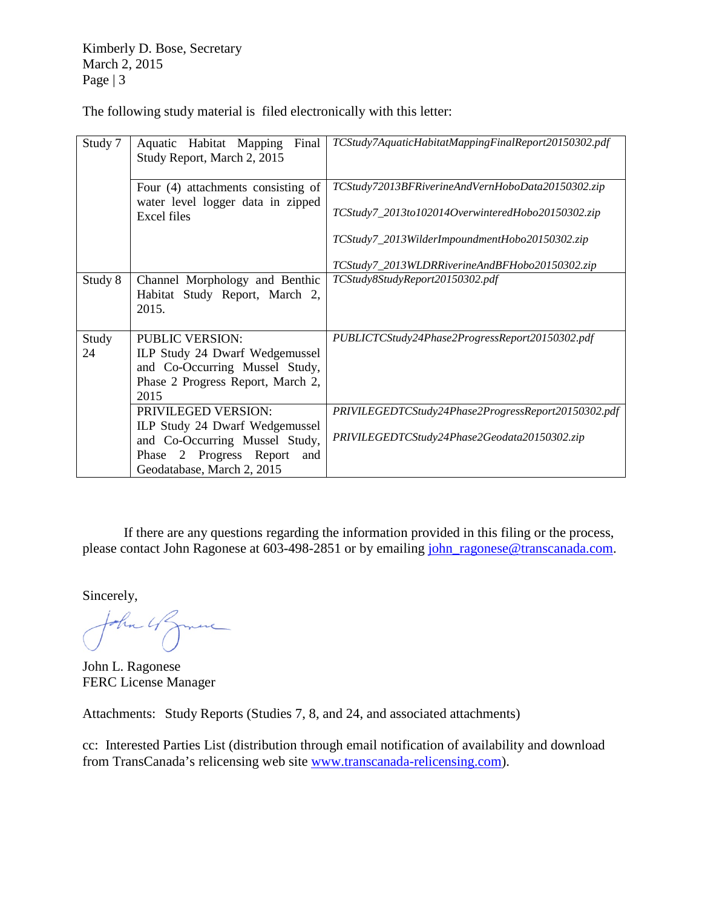Kimberly D. Bose, Secretary
March 2, 2015

The following study material is filed electronically with this letter:

| | | |
|---|---|---|
| Study 7 | Aquatic Habitat Mapping Final Study Report, March 2, 2015 | *TCStudy7AquaticHabitatMappingFinalReport20150302.pdf* |
| | Four (4) attachments consisting of water level logger data in zipped Excel files | *TCStudy72013BFRiverineAndVernHoboData20150302.zip*<br>*TCStudy7_2013to102014OverwinteredHobo20150302.zip*<br>*TCStudy7_2013WilderImpoundmentHobo20150302.zip*<br>*TCStudy7_2013WLDRRiverineAndBFHobo20150302.zip* |
| Study 8 | Channel Morphology and Benthic Habitat Study Report, March 2, 2015. | *TCStudy8StudyReport20150302.pdf* |
| Study 24 | PUBLIC VERSION: ILP Study 24 Dwarf Wedgemussel and Co-Occurring Mussel Study, Phase 2 Progress Report, March 2, 2015 | *PUBLICTCStudy24Phase2ProgressReport20150302.pdf* |
| | PRIVILEGED VERSION: ILP Study 24 Dwarf Wedgemussel and Co-Occurring Mussel Study, Phase 2 Progress Report and Geodatabase, March 2, 2015 | *PRIVILEGEDTCStudy24Phase2ProgressReport20150302.pdf*<br>*PRIVILEGEDTCStudy24Phase2Geodata20150302.zip* |

If there are any questions regarding the information provided in this filing or the process, please contact John Ragonese at 603-498-2851 or by emailing john_ragonese@transcanada.com.

Sincerely,

John L. Ragonese
FERC License Manager

Attachments: Study Reports (Studies 7, 8, and 24, and associated attachments)

cc: Interested Parties List (distribution through email notification of availability and download from TransCanada's relicensing web site www.transcanada-relicensing.com).